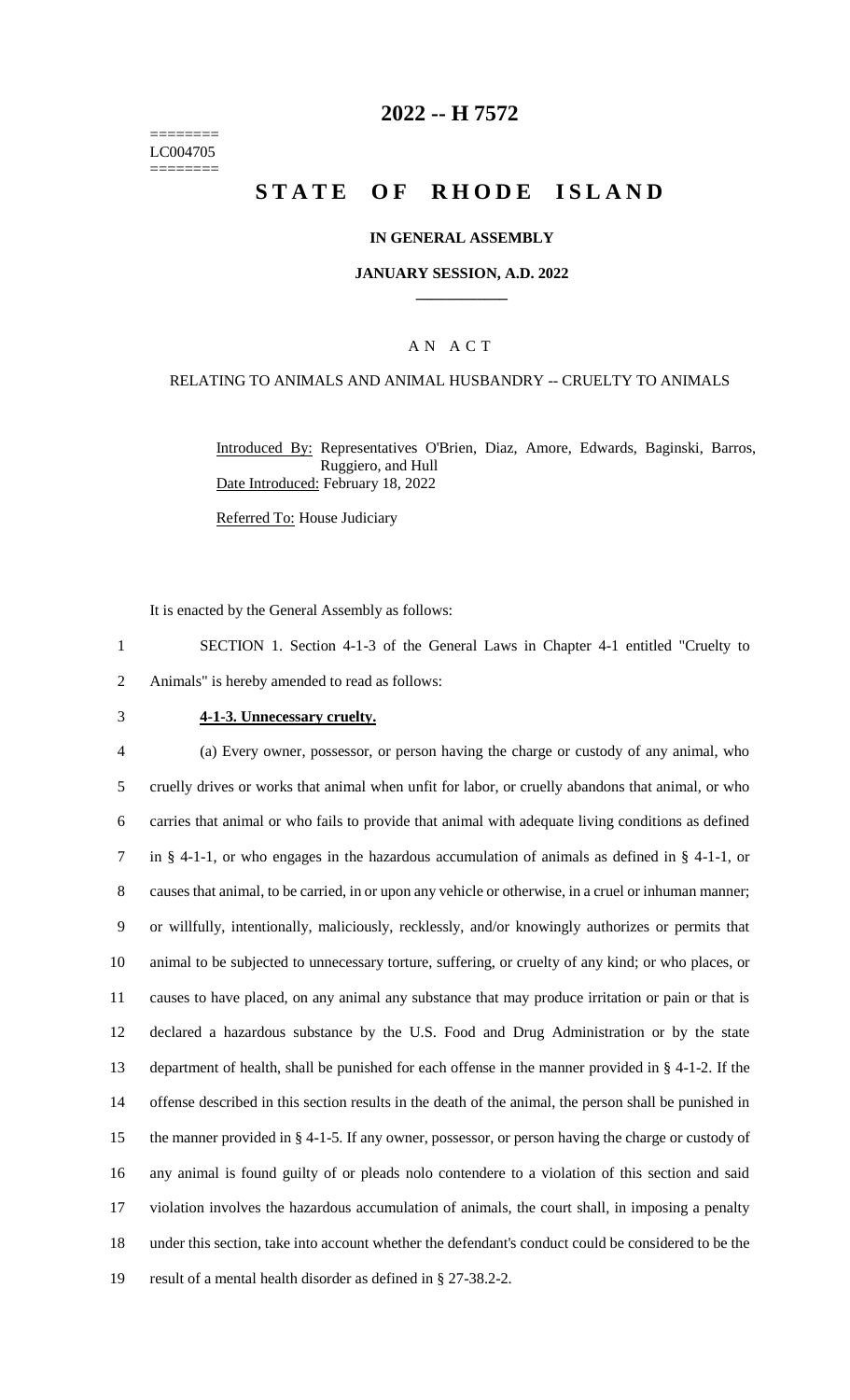========
LC004705
========

# 2022 -- H 7572

# STATE OF RHODE ISLAND

**IN GENERAL ASSEMBLY**

**JANUARY SESSION, A.D. 2022**

A N A C T

RELATING TO ANIMALS AND ANIMAL HUSBANDRY -- CRUELTY TO ANIMALS

Introduced By: Representatives O'Brien, Diaz, Amore, Edwards, Baginski, Barros, Ruggiero, and Hull

Date Introduced: February 18, 2022

Referred To: House Judiciary

It is enacted by the General Assembly as follows:

1 SECTION 1. Section 4-1-3 of the General Laws in Chapter 4-1 entitled "Cruelty to
2 Animals" is hereby amended to read as follows:

3 **4-1-3. Unnecessary cruelty.**

4 (a) Every owner, possessor, or person having the charge or custody of any animal, who
5 cruelly drives or works that animal when unfit for labor, or cruelly abandons that animal, or who
6 carries that animal or who fails to provide that animal with adequate living conditions as defined
7 in § 4-1-1, or who engages in the hazardous accumulation of animals as defined in § 4-1-1, or
8 causes that animal, to be carried, in or upon any vehicle or otherwise, in a cruel or inhuman manner;
9 or willfully, intentionally, maliciously, recklessly, and/or knowingly authorizes or permits that
10 animal to be subjected to unnecessary torture, suffering, or cruelty of any kind; or who places, or
11 causes to have placed, on any animal any substance that may produce irritation or pain or that is
12 declared a hazardous substance by the U.S. Food and Drug Administration or by the state
13 department of health, shall be punished for each offense in the manner provided in § 4-1-2. If the
14 offense described in this section results in the death of the animal, the person shall be punished in
15 the manner provided in § 4-1-5. If any owner, possessor, or person having the charge or custody of
16 any animal is found guilty of or pleads nolo contendere to a violation of this section and said
17 violation involves the hazardous accumulation of animals, the court shall, in imposing a penalty
18 under this section, take into account whether the defendant's conduct could be considered to be the
19 result of a mental health disorder as defined in § 27-38.2-2.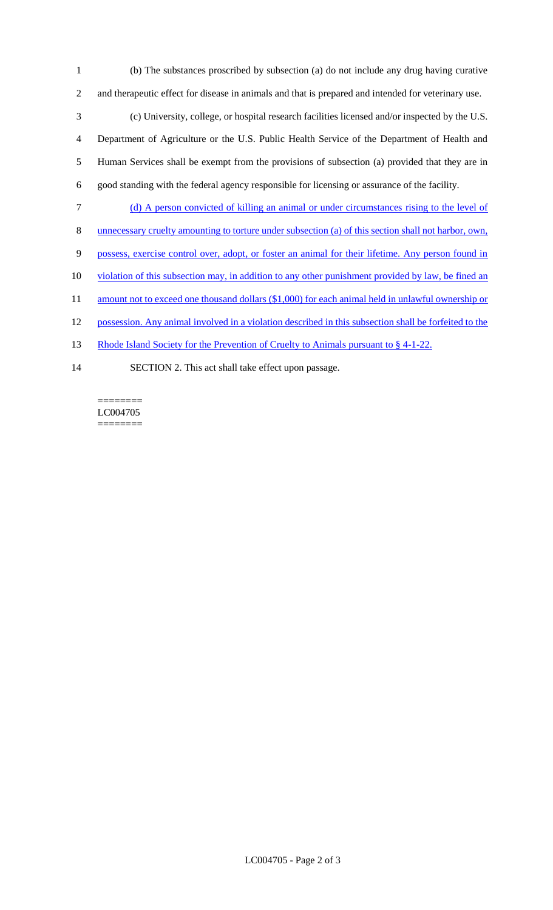(b) The substances proscribed by subsection (a) do not include any drug having curative and therapeutic effect for disease in animals and that is prepared and intended for veterinary use.

(c) University, college, or hospital research facilities licensed and/or inspected by the U.S. Department of Agriculture or the U.S. Public Health Service of the Department of Health and Human Services shall be exempt from the provisions of subsection (a) provided that they are in good standing with the federal agency responsible for licensing or assurance of the facility.

<u>(d) A person convicted of killing an animal or under circumstances rising to the level of unnecessary cruelty amounting to torture under subsection (a) of this section shall not harbor, own, possess, exercise control over, adopt, or foster an animal for their lifetime. Any person found in violation of this subsection may, in addition to any other punishment provided by law, be fined an amount not to exceed one thousand dollars ($1,000) for each animal held in unlawful ownership or possession. Any animal involved in a violation described in this subsection shall be forfeited to the Rhode Island Society for the Prevention of Cruelty to Animals pursuant to § 4-1-22.</u>

SECTION 2. This act shall take effect upon passage.

========
LC004705
========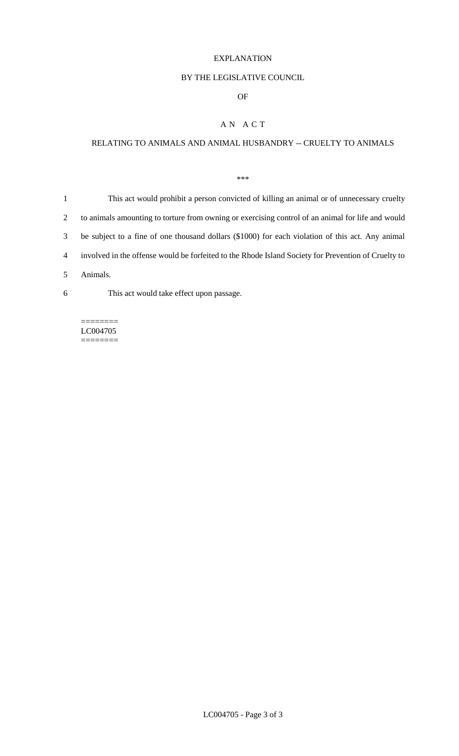EXPLANATION

BY THE LEGISLATIVE COUNCIL

OF

# A N A C T

RELATING TO ANIMALS AND ANIMAL HUSBANDRY -- CRUELTY TO ANIMALS

\*\*\*

This act would prohibit a person convicted of killing an animal or of unnecessary cruelty to animals amounting to torture from owning or exercising control of an animal for life and would be subject to a fine of one thousand dollars ($1000) for each violation of this act. Any animal involved in the offense would be forfeited to the Rhode Island Society for Prevention of Cruelty to Animals.

This act would take effect upon passage.

========
LC004705
========